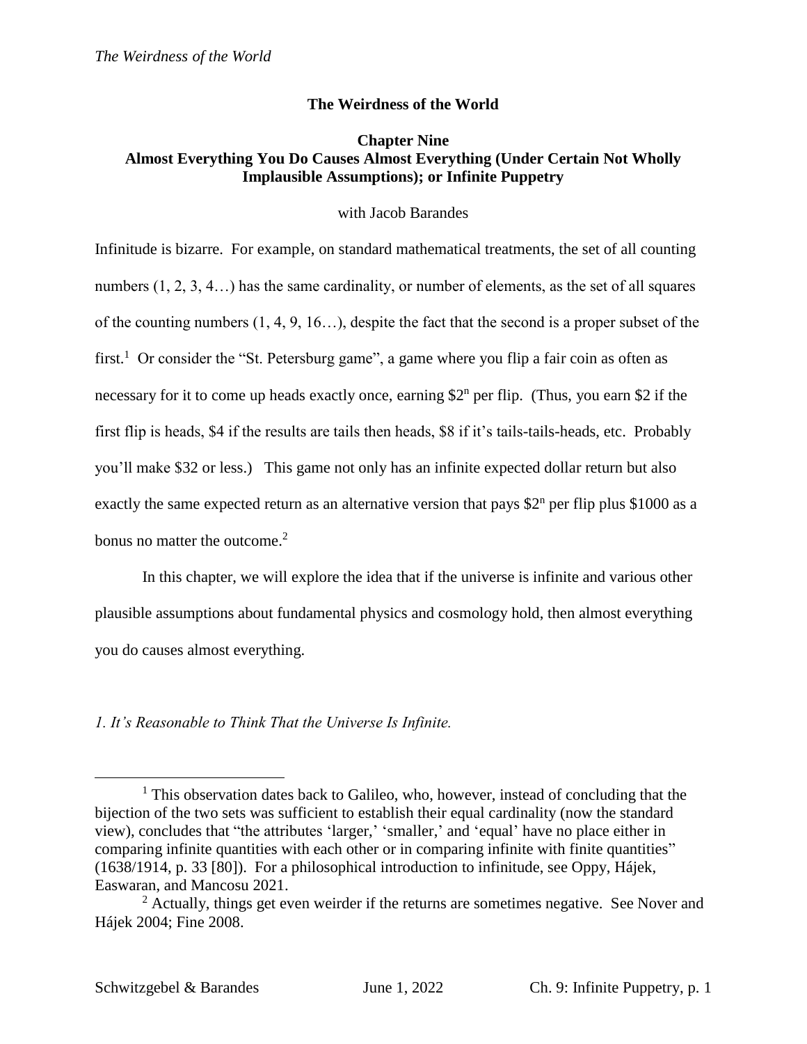# The Weirdness of the World

## Chapter Nine
## Almost Everything You Do Causes Almost Everything (Under Certain Not Wholly Implausible Assumptions); or Infinite Puppetry

with Jacob Barandes

Infinitude is bizarre. For example, on standard mathematical treatments, the set of all counting numbers (1, 2, 3, 4…) has the same cardinality, or number of elements, as the set of all squares of the counting numbers (1, 4, 9, 16…), despite the fact that the second is a proper subset of the first.[1] Or consider the "St. Petersburg game", a game where you flip a fair coin as often as necessary for it to come up heads exactly once, earning $\$2^n$ per flip. (Thus, you earn \$2 if the first flip is heads, \$4 if the results are tails then heads, \$8 if it's tails-tails-heads, etc. Probably you'll make \$32 or less.) This game not only has an infinite expected dollar return but also exactly the same expected return as an alternative version that pays $\$2^n$ per flip plus \$1000 as a bonus no matter the outcome.[2]

In this chapter, we will explore the idea that if the universe is infinite and various other plausible assumptions about fundamental physics and cosmology hold, then almost everything you do causes almost everything.

### *1. It's Reasonable to Think That the Universe Is Infinite.*

---

[1] This observation dates back to Galileo, who, however, instead of concluding that the bijection of the two sets was sufficient to establish their equal cardinality (now the standard view), concludes that "the attributes 'larger,' 'smaller,' and 'equal' have no place either in comparing infinite quantities with each other or in comparing infinite with finite quantities" (1638/1914, p. 33 [80]). For a philosophical introduction to infinitude, see Oppy, Hájek, Easwaran, and Mancosu 2021.

[2] Actually, things get even weirder if the returns are sometimes negative. See Nover and Hájek 2004; Fine 2008.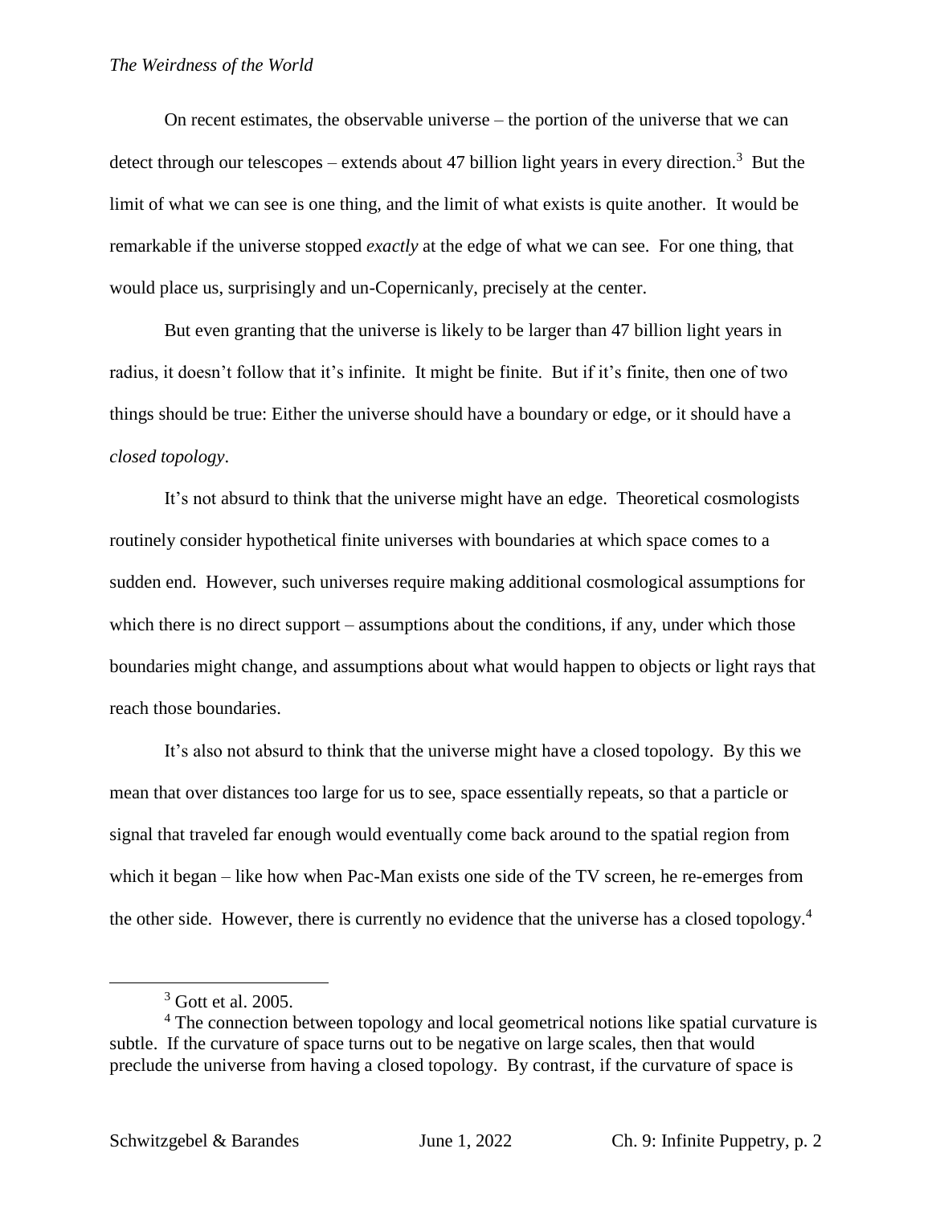On recent estimates, the observable universe – the portion of the universe that we can detect through our telescopes – extends about 47 billion light years in every direction.[3] But the limit of what we can see is one thing, and the limit of what exists is quite another. It would be remarkable if the universe stopped *exactly* at the edge of what we can see. For one thing, that would place us, surprisingly and un-Copernicanly, precisely at the center.

But even granting that the universe is likely to be larger than 47 billion light years in radius, it doesn't follow that it's infinite. It might be finite. But if it's finite, then one of two things should be true: Either the universe should have a boundary or edge, or it should have a *closed topology*.

It's not absurd to think that the universe might have an edge. Theoretical cosmologists routinely consider hypothetical finite universes with boundaries at which space comes to a sudden end. However, such universes require making additional cosmological assumptions for which there is no direct support – assumptions about the conditions, if any, under which those boundaries might change, and assumptions about what would happen to objects or light rays that reach those boundaries.

It's also not absurd to think that the universe might have a closed topology. By this we mean that over distances too large for us to see, space essentially repeats, so that a particle or signal that traveled far enough would eventually come back around to the spatial region from which it began – like how when Pac-Man exists one side of the TV screen, he re-emerges from the other side. However, there is currently no evidence that the universe has a closed topology.[4]

---

[3] Gott et al. 2005.

[4] The connection between topology and local geometrical notions like spatial curvature is subtle. If the curvature of space turns out to be negative on large scales, then that would preclude the universe from having a closed topology. By contrast, if the curvature of space is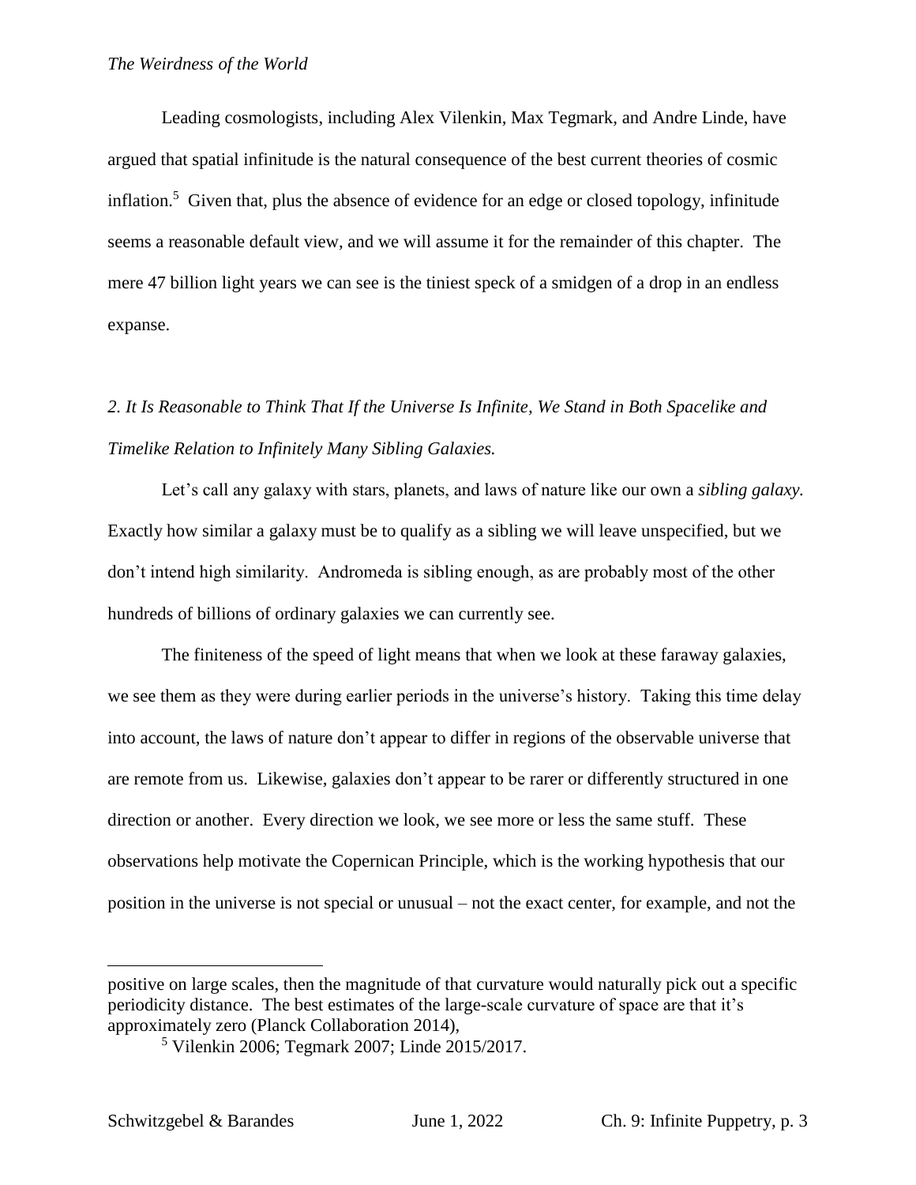Leading cosmologists, including Alex Vilenkin, Max Tegmark, and Andre Linde, have argued that spatial infinitude is the natural consequence of the best current theories of cosmic inflation.[5] Given that, plus the absence of evidence for an edge or closed topology, infinitude seems a reasonable default view, and we will assume it for the remainder of this chapter. The mere 47 billion light years we can see is the tiniest speck of a smidgen of a drop in an endless expanse.

### *2. It Is Reasonable to Think That If the Universe Is Infinite, We Stand in Both Spacelike and Timelike Relation to Infinitely Many Sibling Galaxies.*

Let's call any galaxy with stars, planets, and laws of nature like our own a *sibling galaxy.* Exactly how similar a galaxy must be to qualify as a sibling we will leave unspecified, but we don't intend high similarity. Andromeda is sibling enough, as are probably most of the other hundreds of billions of ordinary galaxies we can currently see.

The finiteness of the speed of light means that when we look at these faraway galaxies, we see them as they were during earlier periods in the universe's history. Taking this time delay into account, the laws of nature don't appear to differ in regions of the observable universe that are remote from us. Likewise, galaxies don't appear to be rarer or differently structured in one direction or another. Every direction we look, we see more or less the same stuff. These observations help motivate the Copernican Principle, which is the working hypothesis that our position in the universe is not special or unusual – not the exact center, for example, and not the

---

positive on large scales, then the magnitude of that curvature would naturally pick out a specific periodicity distance. The best estimates of the large-scale curvature of space are that it's approximately zero (Planck Collaboration 2014),

[5] Vilenkin 2006; Tegmark 2007; Linde 2015/2017.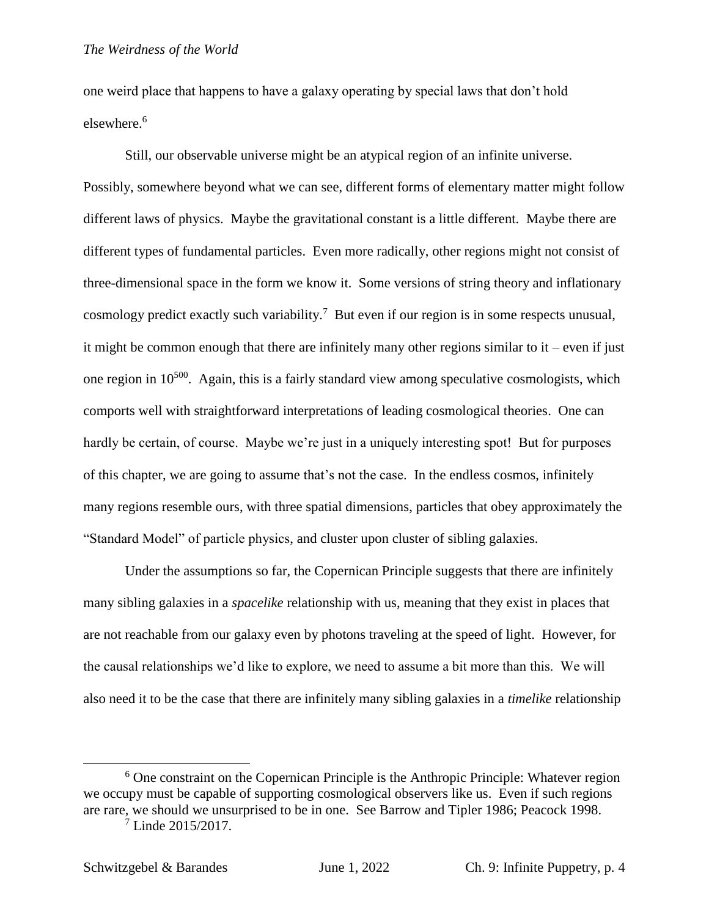one weird place that happens to have a galaxy operating by special laws that don't hold elsewhere.[6]

Still, our observable universe might be an atypical region of an infinite universe. Possibly, somewhere beyond what we can see, different forms of elementary matter might follow different laws of physics. Maybe the gravitational constant is a little different. Maybe there are different types of fundamental particles. Even more radically, other regions might not consist of three-dimensional space in the form we know it. Some versions of string theory and inflationary cosmology predict exactly such variability.[7] But even if our region is in some respects unusual, it might be common enough that there are infinitely many other regions similar to it – even if just one region in $10^{500}$. Again, this is a fairly standard view among speculative cosmologists, which comports well with straightforward interpretations of leading cosmological theories. One can hardly be certain, of course. Maybe we're just in a uniquely interesting spot! But for purposes of this chapter, we are going to assume that's not the case. In the endless cosmos, infinitely many regions resemble ours, with three spatial dimensions, particles that obey approximately the "Standard Model" of particle physics, and cluster upon cluster of sibling galaxies.

Under the assumptions so far, the Copernican Principle suggests that there are infinitely many sibling galaxies in a *spacelike* relationship with us, meaning that they exist in places that are not reachable from our galaxy even by photons traveling at the speed of light. However, for the causal relationships we'd like to explore, we need to assume a bit more than this. We will also need it to be the case that there are infinitely many sibling galaxies in a *timelike* relationship

---

[6] One constraint on the Copernican Principle is the Anthropic Principle: Whatever region we occupy must be capable of supporting cosmological observers like us. Even if such regions are rare, we should we unsurprised to be in one. See Barrow and Tipler 1986; Peacock 1998.

[7] Linde 2015/2017.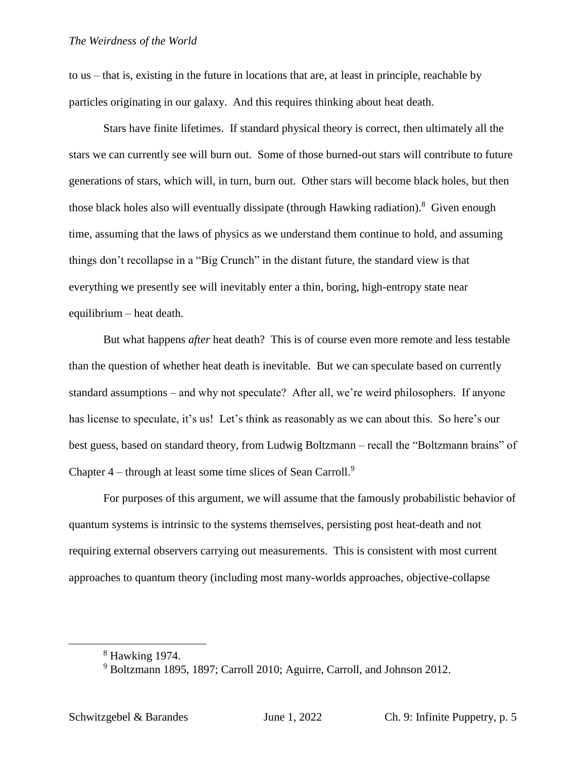to us – that is, existing in the future in locations that are, at least in principle, reachable by particles originating in our galaxy. And this requires thinking about heat death.

Stars have finite lifetimes. If standard physical theory is correct, then ultimately all the stars we can currently see will burn out. Some of those burned-out stars will contribute to future generations of stars, which will, in turn, burn out. Other stars will become black holes, but then those black holes also will eventually dissipate (through Hawking radiation).[8] Given enough time, assuming that the laws of physics as we understand them continue to hold, and assuming things don't recollapse in a "Big Crunch" in the distant future, the standard view is that everything we presently see will inevitably enter a thin, boring, high-entropy state near equilibrium – heat death.

But what happens *after* heat death? This is of course even more remote and less testable than the question of whether heat death is inevitable. But we can speculate based on currently standard assumptions – and why not speculate? After all, we're weird philosophers. If anyone has license to speculate, it's us! Let's think as reasonably as we can about this. So here's our best guess, based on standard theory, from Ludwig Boltzmann – recall the "Boltzmann brains" of Chapter 4 – through at least some time slices of Sean Carroll.[9]

For purposes of this argument, we will assume that the famously probabilistic behavior of quantum systems is intrinsic to the systems themselves, persisting post heat-death and not requiring external observers carrying out measurements. This is consistent with most current approaches to quantum theory (including most many-worlds approaches, objective-collapse

[8] Hawking 1974.

[9] Boltzmann 1895, 1897; Carroll 2010; Aguirre, Carroll, and Johnson 2012.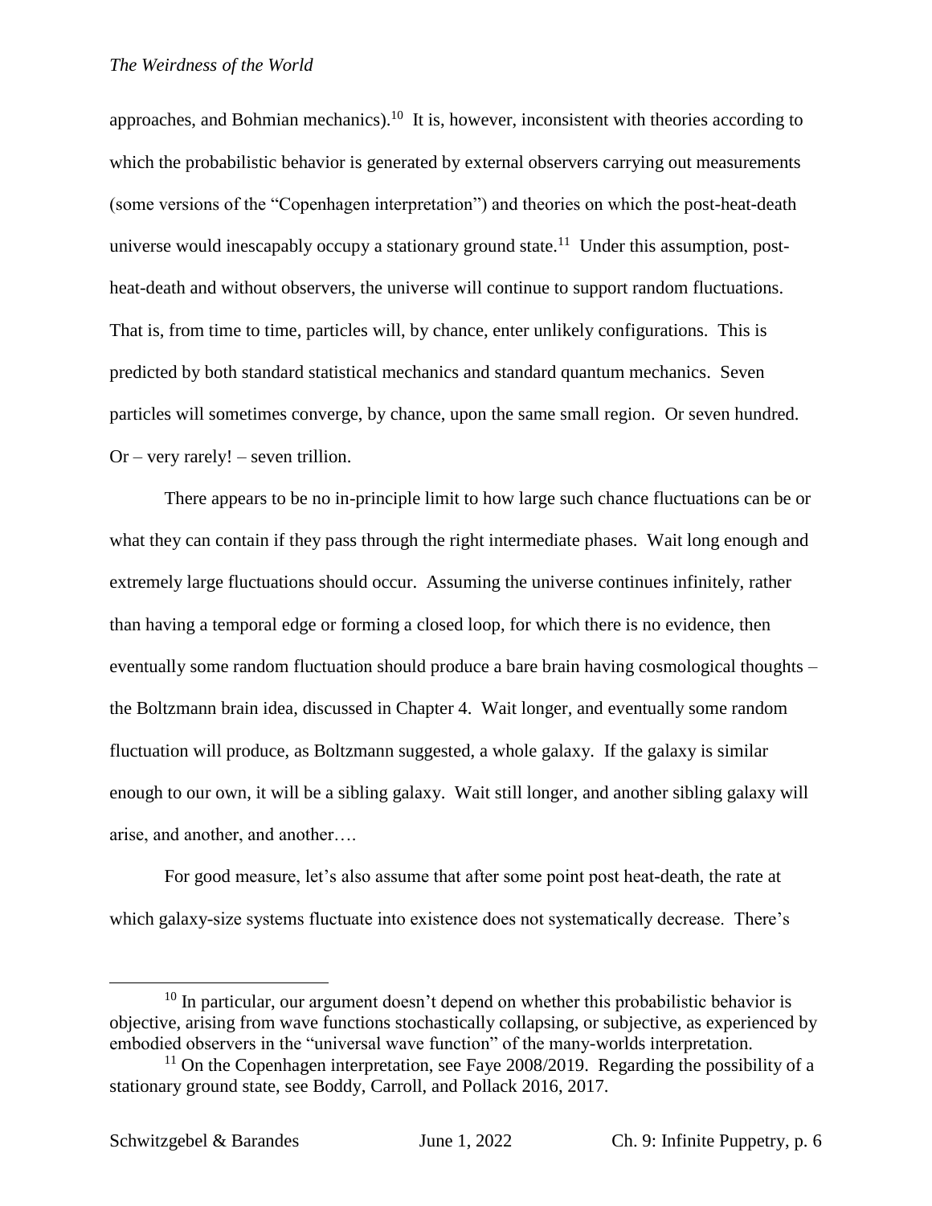approaches, and Bohmian mechanics).[10] It is, however, inconsistent with theories according to which the probabilistic behavior is generated by external observers carrying out measurements (some versions of the "Copenhagen interpretation") and theories on which the post-heat-death universe would inescapably occupy a stationary ground state.[11] Under this assumption, post-heat-death and without observers, the universe will continue to support random fluctuations. That is, from time to time, particles will, by chance, enter unlikely configurations. This is predicted by both standard statistical mechanics and standard quantum mechanics. Seven particles will sometimes converge, by chance, upon the same small region. Or seven hundred. Or – very rarely! – seven trillion.

There appears to be no in-principle limit to how large such chance fluctuations can be or what they can contain if they pass through the right intermediate phases. Wait long enough and extremely large fluctuations should occur. Assuming the universe continues infinitely, rather than having a temporal edge or forming a closed loop, for which there is no evidence, then eventually some random fluctuation should produce a bare brain having cosmological thoughts – the Boltzmann brain idea, discussed in Chapter 4. Wait longer, and eventually some random fluctuation will produce, as Boltzmann suggested, a whole galaxy. If the galaxy is similar enough to our own, it will be a sibling galaxy. Wait still longer, and another sibling galaxy will arise, and another, and another….

For good measure, let's also assume that after some point post heat-death, the rate at which galaxy-size systems fluctuate into existence does not systematically decrease. There's

---

[10] In particular, our argument doesn't depend on whether this probabilistic behavior is objective, arising from wave functions stochastically collapsing, or subjective, as experienced by embodied observers in the "universal wave function" of the many-worlds interpretation.

[11] On the Copenhagen interpretation, see Faye 2008/2019. Regarding the possibility of a stationary ground state, see Boddy, Carroll, and Pollack 2016, 2017.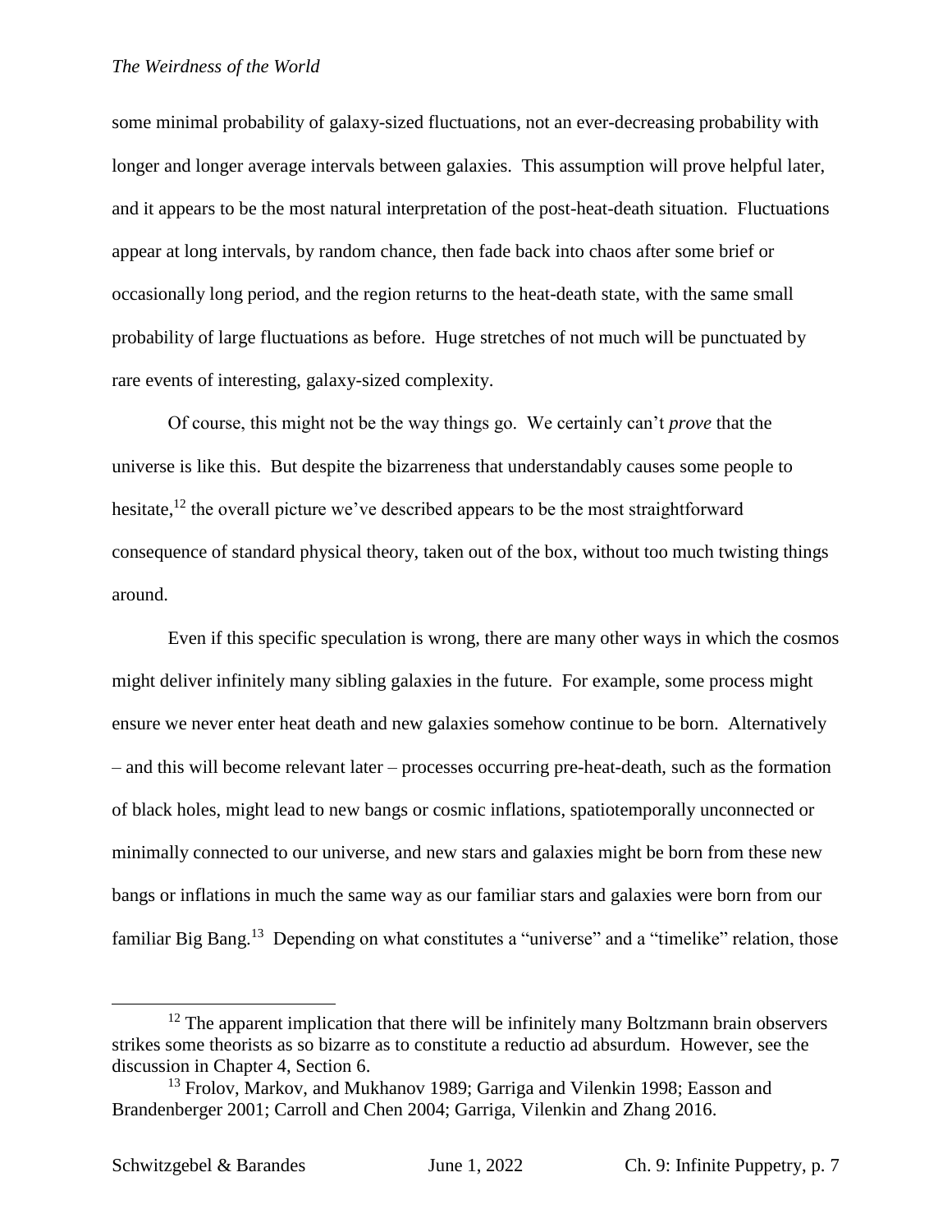some minimal probability of galaxy-sized fluctuations, not an ever-decreasing probability with longer and longer average intervals between galaxies. This assumption will prove helpful later, and it appears to be the most natural interpretation of the post-heat-death situation. Fluctuations appear at long intervals, by random chance, then fade back into chaos after some brief or occasionally long period, and the region returns to the heat-death state, with the same small probability of large fluctuations as before. Huge stretches of not much will be punctuated by rare events of interesting, galaxy-sized complexity.

Of course, this might not be the way things go. We certainly can't *prove* that the universe is like this. But despite the bizarreness that understandably causes some people to hesitate,[12] the overall picture we've described appears to be the most straightforward consequence of standard physical theory, taken out of the box, without too much twisting things around.

Even if this specific speculation is wrong, there are many other ways in which the cosmos might deliver infinitely many sibling galaxies in the future. For example, some process might ensure we never enter heat death and new galaxies somehow continue to be born. Alternatively – and this will become relevant later – processes occurring pre-heat-death, such as the formation of black holes, might lead to new bangs or cosmic inflations, spatiotemporally unconnected or minimally connected to our universe, and new stars and galaxies might be born from these new bangs or inflations in much the same way as our familiar stars and galaxies were born from our familiar Big Bang.[13] Depending on what constitutes a "universe" and a "timelike" relation, those

---

[12] The apparent implication that there will be infinitely many Boltzmann brain observers strikes some theorists as so bizarre as to constitute a reductio ad absurdum. However, see the discussion in Chapter 4, Section 6.

[13] Frolov, Markov, and Mukhanov 1989; Garriga and Vilenkin 1998; Easson and Brandenberger 2001; Carroll and Chen 2004; Garriga, Vilenkin and Zhang 2016.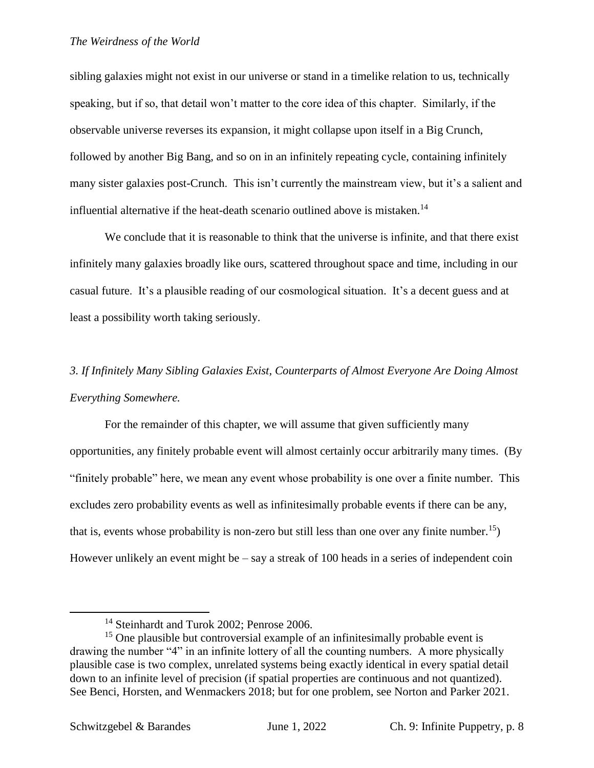sibling galaxies might not exist in our universe or stand in a timelike relation to us, technically speaking, but if so, that detail won't matter to the core idea of this chapter. Similarly, if the observable universe reverses its expansion, it might collapse upon itself in a Big Crunch, followed by another Big Bang, and so on in an infinitely repeating cycle, containing infinitely many sister galaxies post-Crunch. This isn't currently the mainstream view, but it's a salient and influential alternative if the heat-death scenario outlined above is mistaken.[14]

We conclude that it is reasonable to think that the universe is infinite, and that there exist infinitely many galaxies broadly like ours, scattered throughout space and time, including in our casual future. It's a plausible reading of our cosmological situation. It's a decent guess and at least a possibility worth taking seriously.

### *3. If Infinitely Many Sibling Galaxies Exist, Counterparts of Almost Everyone Are Doing Almost Everything Somewhere.*

For the remainder of this chapter, we will assume that given sufficiently many opportunities, any finitely probable event will almost certainly occur arbitrarily many times. (By "finitely probable" here, we mean any event whose probability is one over a finite number. This excludes zero probability events as well as infinitesimally probable events if there can be any, that is, events whose probability is non-zero but still less than one over any finite number.[15]) However unlikely an event might be – say a streak of 100 heads in a series of independent coin

---

[14] Steinhardt and Turok 2002; Penrose 2006.

[15] One plausible but controversial example of an infinitesimally probable event is drawing the number "4" in an infinite lottery of all the counting numbers. A more physically plausible case is two complex, unrelated systems being exactly identical in every spatial detail down to an infinite level of precision (if spatial properties are continuous and not quantized). See Benci, Horsten, and Wenmackers 2018; but for one problem, see Norton and Parker 2021.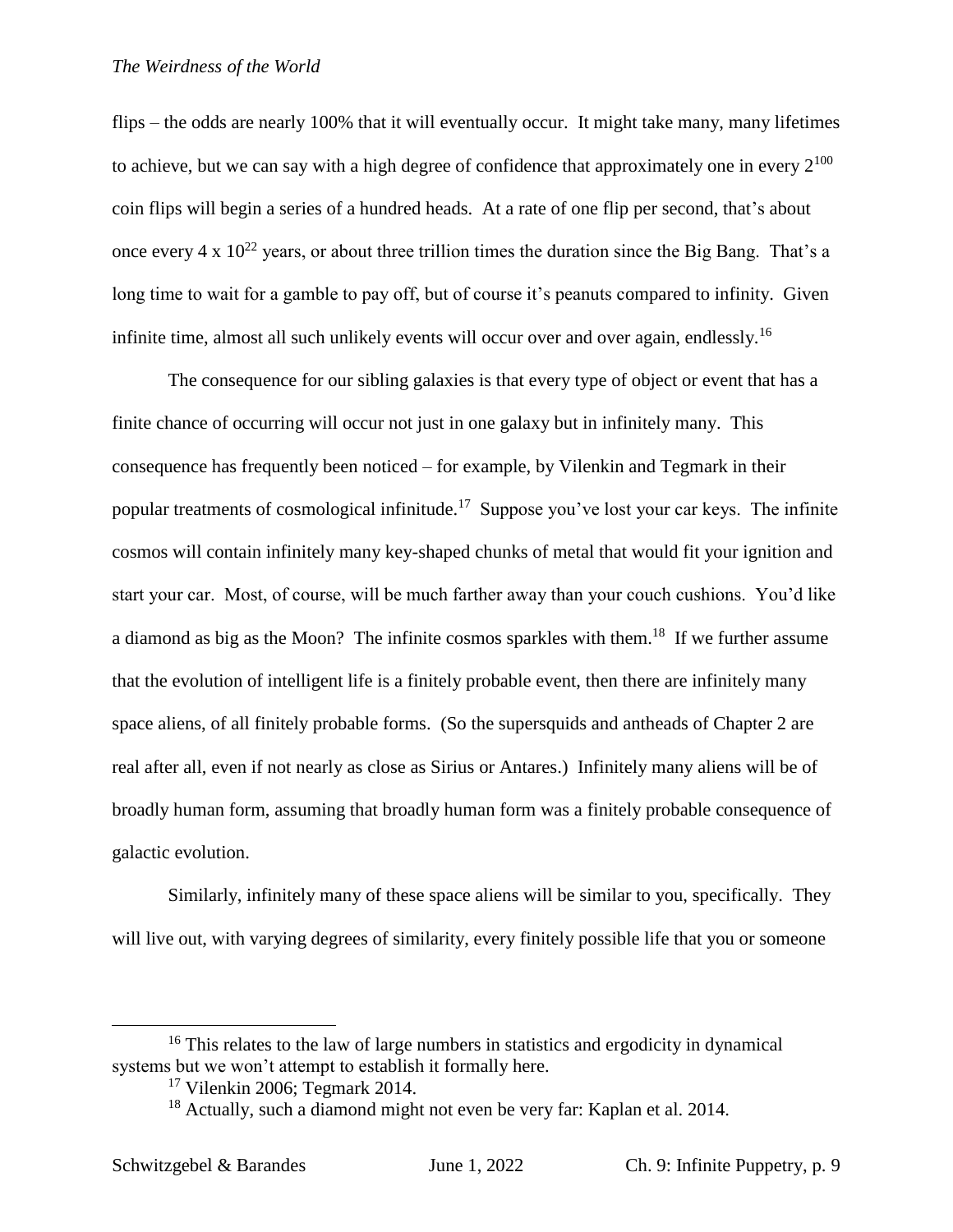flips – the odds are nearly 100% that it will eventually occur. It might take many, many lifetimes to achieve, but we can say with a high degree of confidence that approximately one in every $2^{100}$ coin flips will begin a series of a hundred heads. At a rate of one flip per second, that's about once every $4 \times 10^{22}$ years, or about three trillion times the duration since the Big Bang. That's a long time to wait for a gamble to pay off, but of course it's peanuts compared to infinity. Given infinite time, almost all such unlikely events will occur over and over again, endlessly.[16]

The consequence for our sibling galaxies is that every type of object or event that has a finite chance of occurring will occur not just in one galaxy but in infinitely many. This consequence has frequently been noticed – for example, by Vilenkin and Tegmark in their popular treatments of cosmological infinitude.[17] Suppose you've lost your car keys. The infinite cosmos will contain infinitely many key-shaped chunks of metal that would fit your ignition and start your car. Most, of course, will be much farther away than your couch cushions. You'd like a diamond as big as the Moon? The infinite cosmos sparkles with them.[18] If we further assume that the evolution of intelligent life is a finitely probable event, then there are infinitely many space aliens, of all finitely probable forms. (So the supersquids and antheads of Chapter 2 are real after all, even if not nearly as close as Sirius or Antares.) Infinitely many aliens will be of broadly human form, assuming that broadly human form was a finitely probable consequence of galactic evolution.

Similarly, infinitely many of these space aliens will be similar to you, specifically. They will live out, with varying degrees of similarity, every finitely possible life that you or someone

---

[16] This relates to the law of large numbers in statistics and ergodicity in dynamical systems but we won't attempt to establish it formally here.

[17] Vilenkin 2006; Tegmark 2014.

[18] Actually, such a diamond might not even be very far: Kaplan et al. 2014.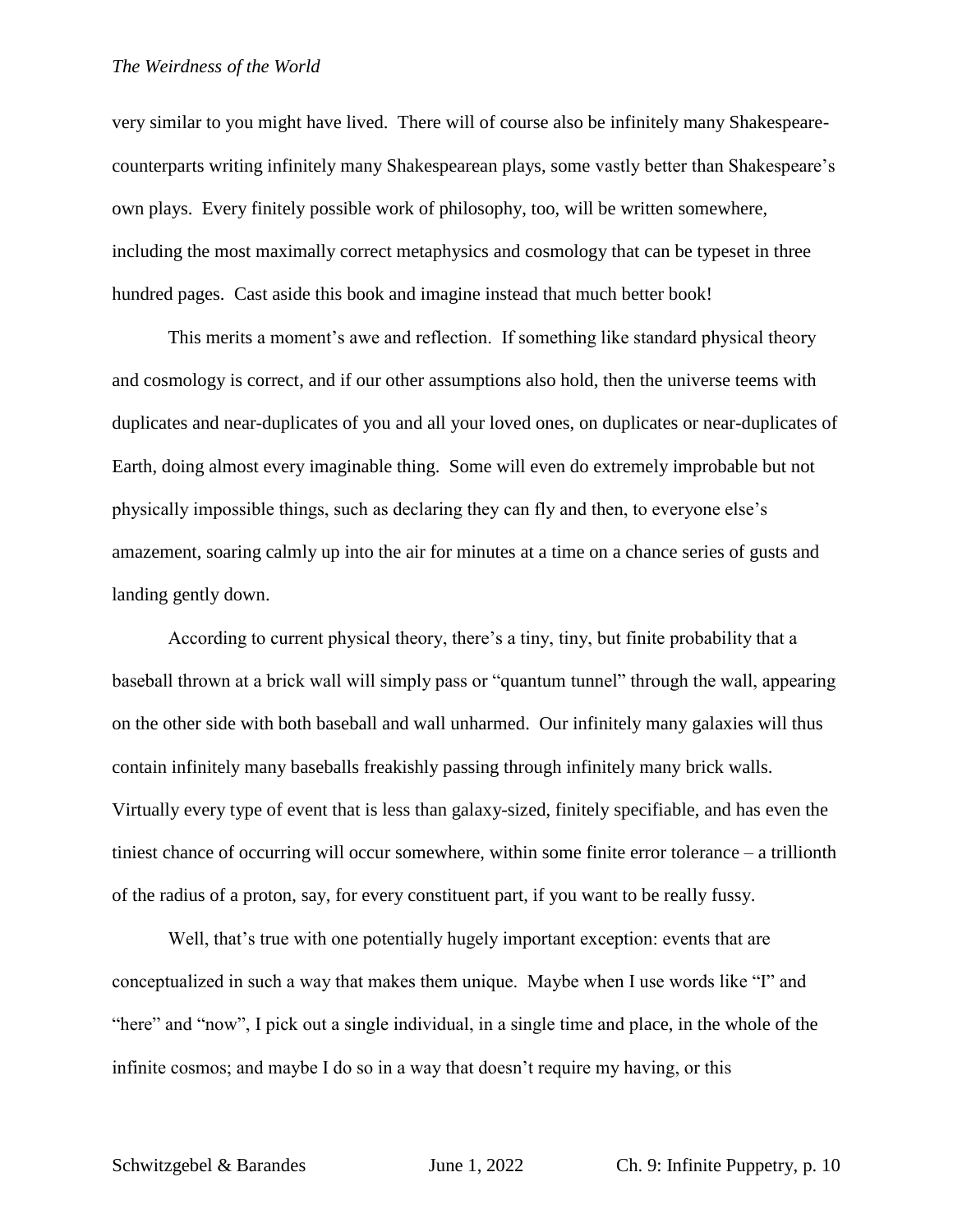very similar to you might have lived. There will of course also be infinitely many Shakespeare-counterparts writing infinitely many Shakespearean plays, some vastly better than Shakespeare's own plays. Every finitely possible work of philosophy, too, will be written somewhere, including the most maximally correct metaphysics and cosmology that can be typeset in three hundred pages. Cast aside this book and imagine instead that much better book!

This merits a moment's awe and reflection. If something like standard physical theory and cosmology is correct, and if our other assumptions also hold, then the universe teems with duplicates and near-duplicates of you and all your loved ones, on duplicates or near-duplicates of Earth, doing almost every imaginable thing. Some will even do extremely improbable but not physically impossible things, such as declaring they can fly and then, to everyone else's amazement, soaring calmly up into the air for minutes at a time on a chance series of gusts and landing gently down.

According to current physical theory, there's a tiny, tiny, but finite probability that a baseball thrown at a brick wall will simply pass or "quantum tunnel" through the wall, appearing on the other side with both baseball and wall unharmed. Our infinitely many galaxies will thus contain infinitely many baseballs freakishly passing through infinitely many brick walls. Virtually every type of event that is less than galaxy-sized, finitely specifiable, and has even the tiniest chance of occurring will occur somewhere, within some finite error tolerance – a trillionth of the radius of a proton, say, for every constituent part, if you want to be really fussy.

Well, that's true with one potentially hugely important exception: events that are conceptualized in such a way that makes them unique. Maybe when I use words like "I" and "here" and "now", I pick out a single individual, in a single time and place, in the whole of the infinite cosmos; and maybe I do so in a way that doesn't require my having, or this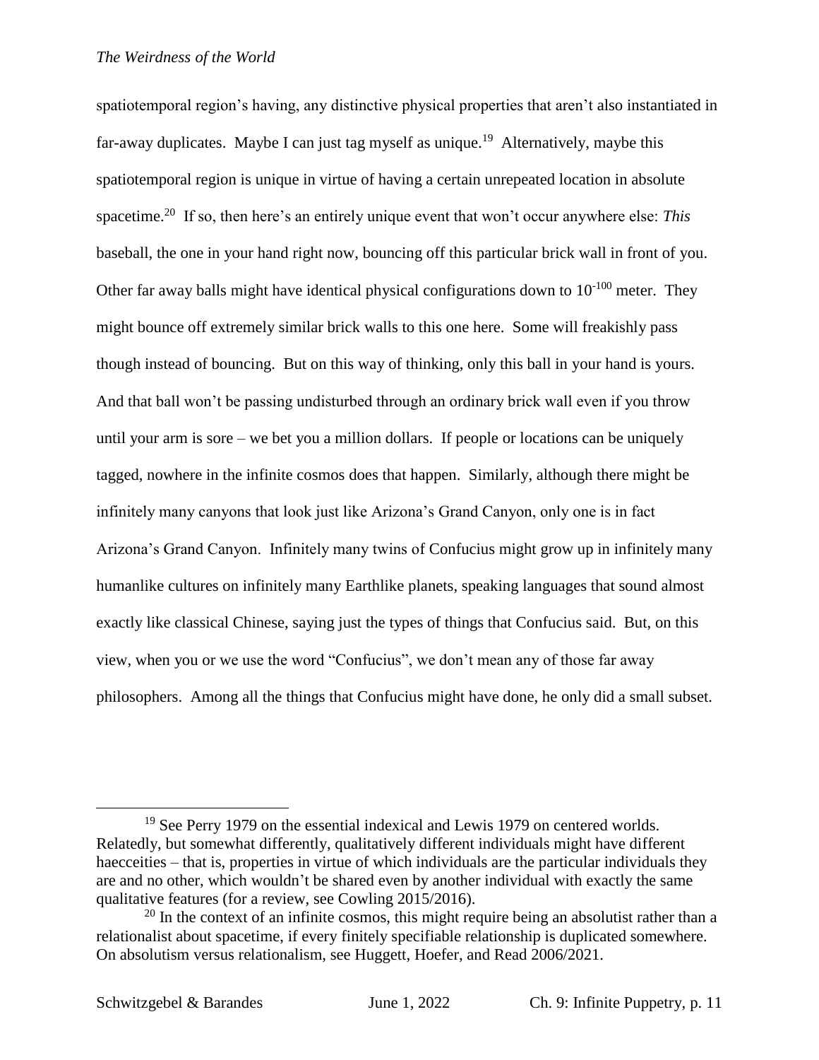spatiotemporal region's having, any distinctive physical properties that aren't also instantiated in far-away duplicates. Maybe I can just tag myself as unique.[19] Alternatively, maybe this spatiotemporal region is unique in virtue of having a certain unrepeated location in absolute spacetime.[20] If so, then here's an entirely unique event that won't occur anywhere else: *This* baseball, the one in your hand right now, bouncing off this particular brick wall in front of you. Other far away balls might have identical physical configurations down to $10^{-100}$ meter. They might bounce off extremely similar brick walls to this one here. Some will freakishly pass though instead of bouncing. But on this way of thinking, only this ball in your hand is yours. And that ball won't be passing undisturbed through an ordinary brick wall even if you throw until your arm is sore – we bet you a million dollars. If people or locations can be uniquely tagged, nowhere in the infinite cosmos does that happen. Similarly, although there might be infinitely many canyons that look just like Arizona's Grand Canyon, only one is in fact Arizona's Grand Canyon. Infinitely many twins of Confucius might grow up in infinitely many humanlike cultures on infinitely many Earthlike planets, speaking languages that sound almost exactly like classical Chinese, saying just the types of things that Confucius said. But, on this view, when you or we use the word "Confucius", we don't mean any of those far away philosophers. Among all the things that Confucius might have done, he only did a small subset.

---

[19] See Perry 1979 on the essential indexical and Lewis 1979 on centered worlds. Relatedly, but somewhat differently, qualitatively different individuals might have different haecceities – that is, properties in virtue of which individuals are the particular individuals they are and no other, which wouldn't be shared even by another individual with exactly the same qualitative features (for a review, see Cowling 2015/2016).

[20] In the context of an infinite cosmos, this might require being an absolutist rather than a relationalist about spacetime, if every finitely specifiable relationship is duplicated somewhere. On absolutism versus relationalism, see Huggett, Hoefer, and Read 2006/2021.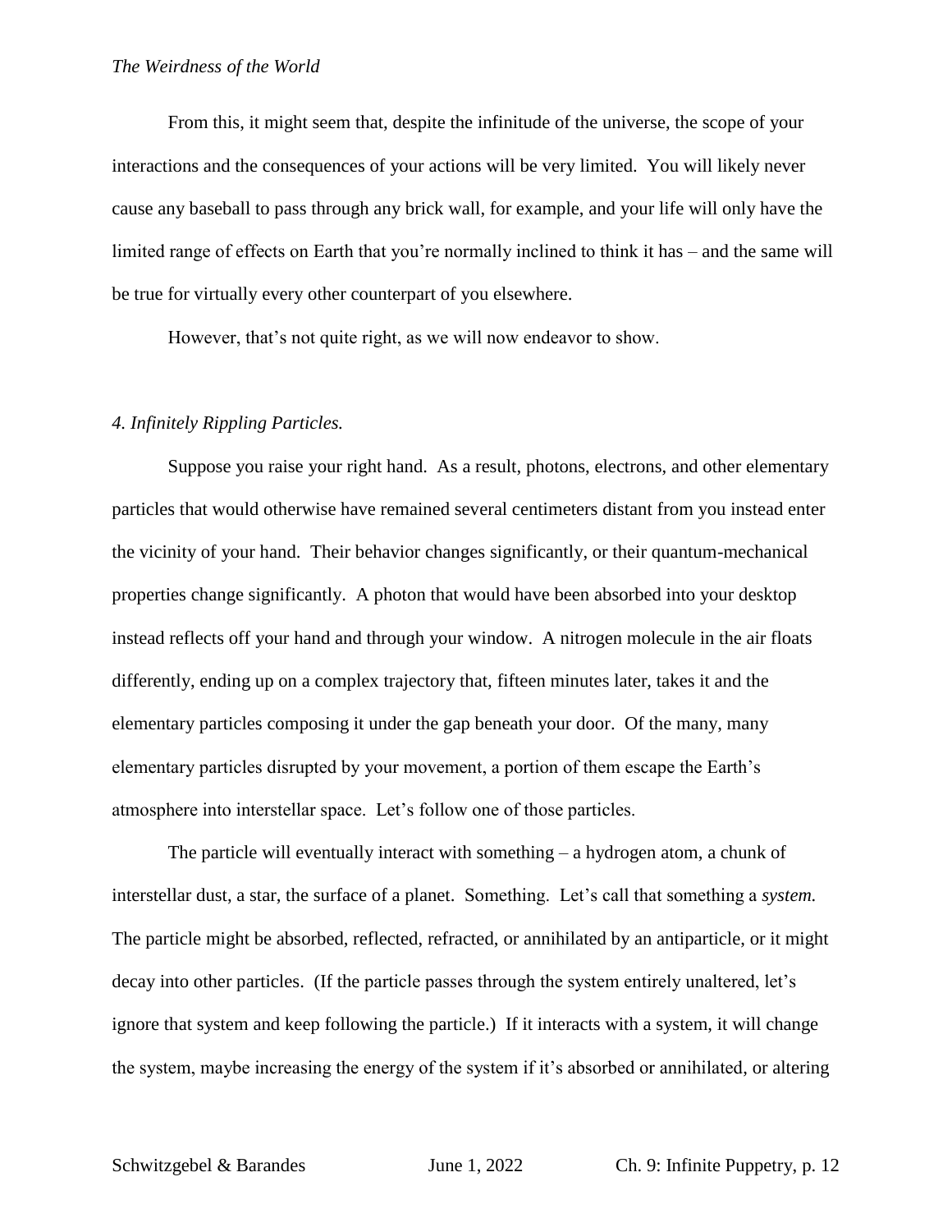From this, it might seem that, despite the infinitude of the universe, the scope of your interactions and the consequences of your actions will be very limited. You will likely never cause any baseball to pass through any brick wall, for example, and your life will only have the limited range of effects on Earth that you're normally inclined to think it has – and the same will be true for virtually every other counterpart of you elsewhere.

However, that's not quite right, as we will now endeavor to show.

### *4. Infinitely Rippling Particles.*

Suppose you raise your right hand. As a result, photons, electrons, and other elementary particles that would otherwise have remained several centimeters distant from you instead enter the vicinity of your hand. Their behavior changes significantly, or their quantum-mechanical properties change significantly. A photon that would have been absorbed into your desktop instead reflects off your hand and through your window. A nitrogen molecule in the air floats differently, ending up on a complex trajectory that, fifteen minutes later, takes it and the elementary particles composing it under the gap beneath your door. Of the many, many elementary particles disrupted by your movement, a portion of them escape the Earth's atmosphere into interstellar space. Let's follow one of those particles.

The particle will eventually interact with something – a hydrogen atom, a chunk of interstellar dust, a star, the surface of a planet. Something. Let's call that something a *system.* The particle might be absorbed, reflected, refracted, or annihilated by an antiparticle, or it might decay into other particles. (If the particle passes through the system entirely unaltered, let's ignore that system and keep following the particle.) If it interacts with a system, it will change the system, maybe increasing the energy of the system if it's absorbed or annihilated, or altering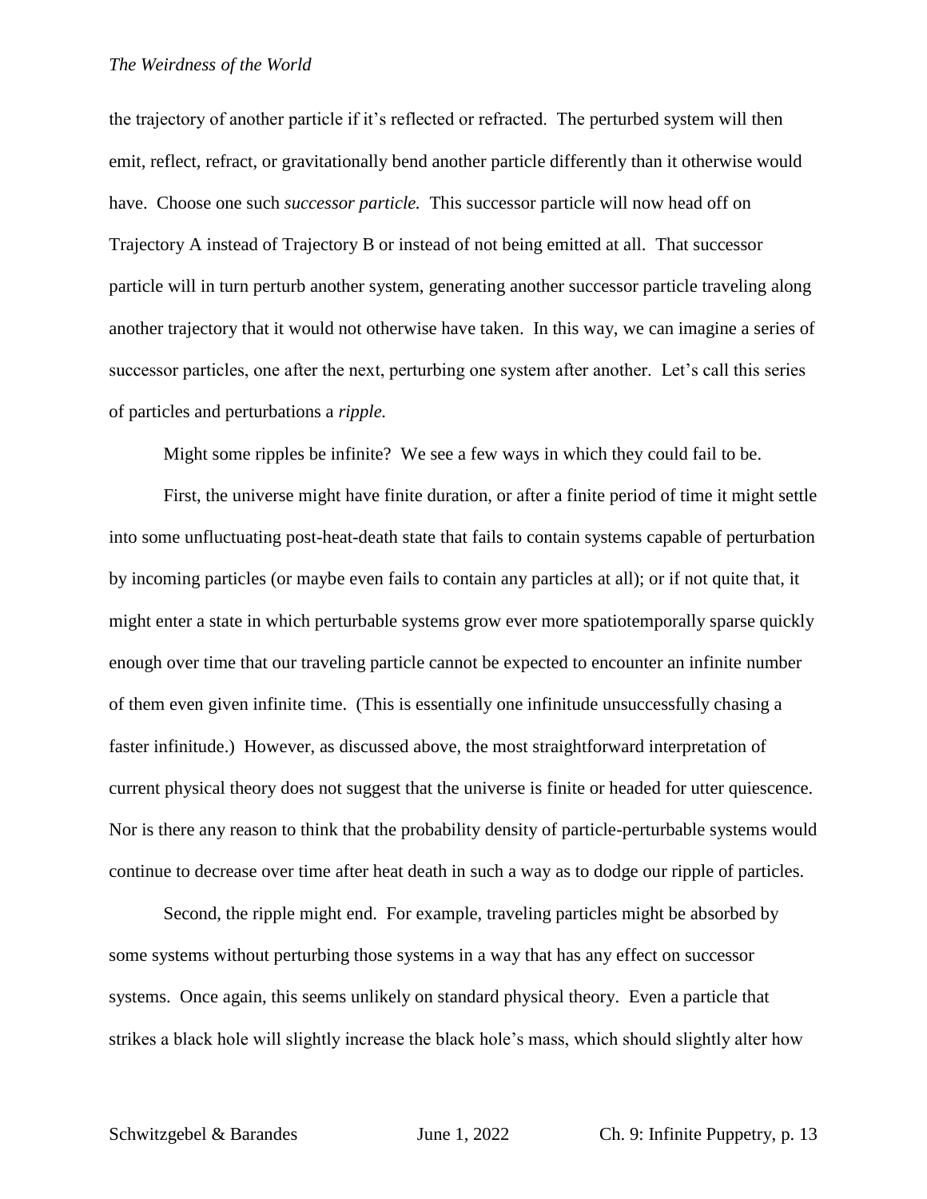the trajectory of another particle if it's reflected or refracted. The perturbed system will then emit, reflect, refract, or gravitationally bend another particle differently than it otherwise would have. Choose one such *successor particle.* This successor particle will now head off on Trajectory A instead of Trajectory B or instead of not being emitted at all. That successor particle will in turn perturb another system, generating another successor particle traveling along another trajectory that it would not otherwise have taken. In this way, we can imagine a series of successor particles, one after the next, perturbing one system after another. Let's call this series of particles and perturbations a *ripple.*

Might some ripples be infinite? We see a few ways in which they could fail to be.

First, the universe might have finite duration, or after a finite period of time it might settle into some unfluctuating post-heat-death state that fails to contain systems capable of perturbation by incoming particles (or maybe even fails to contain any particles at all); or if not quite that, it might enter a state in which perturbable systems grow ever more spatiotemporally sparse quickly enough over time that our traveling particle cannot be expected to encounter an infinite number of them even given infinite time. (This is essentially one infinitude unsuccessfully chasing a faster infinitude.) However, as discussed above, the most straightforward interpretation of current physical theory does not suggest that the universe is finite or headed for utter quiescence. Nor is there any reason to think that the probability density of particle-perturbable systems would continue to decrease over time after heat death in such a way as to dodge our ripple of particles.

Second, the ripple might end. For example, traveling particles might be absorbed by some systems without perturbing those systems in a way that has any effect on successor systems. Once again, this seems unlikely on standard physical theory. Even a particle that strikes a black hole will slightly increase the black hole's mass, which should slightly alter how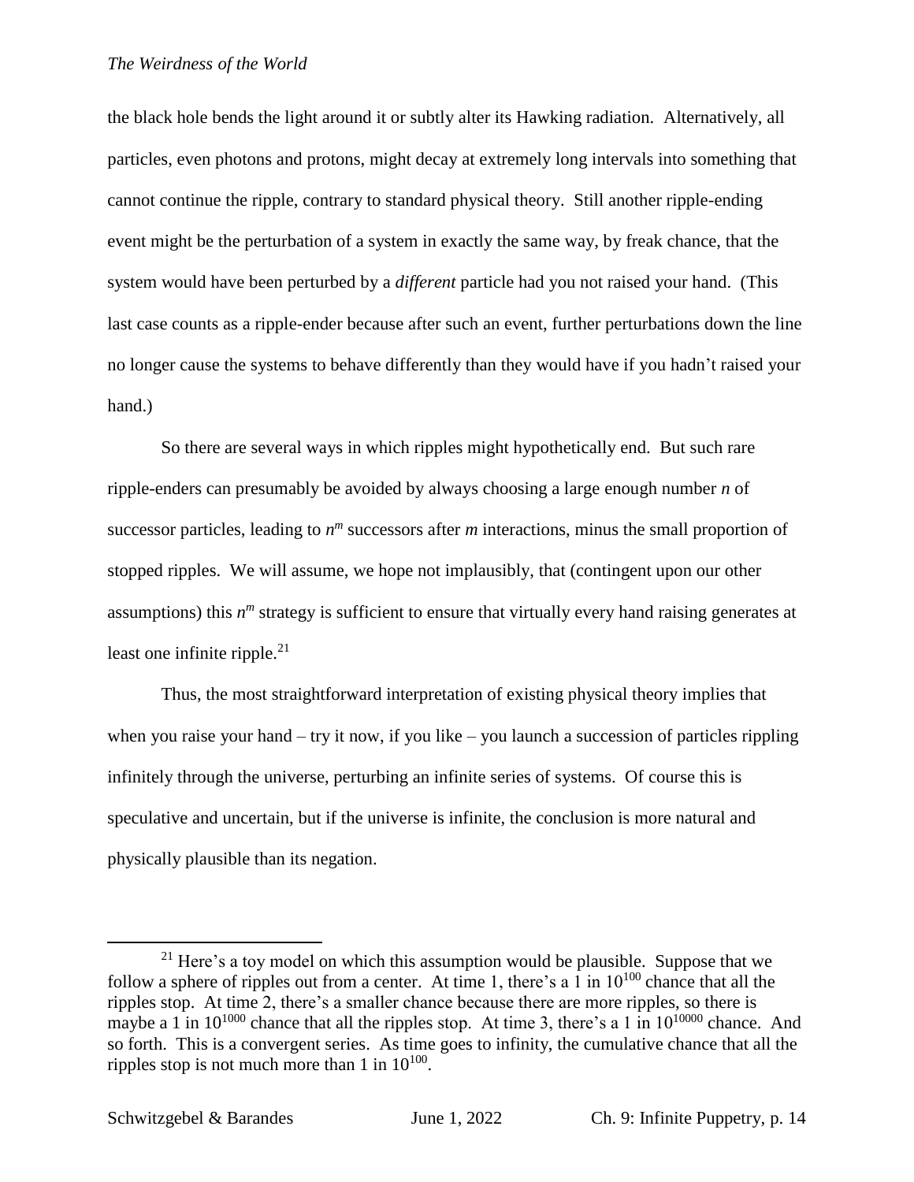the black hole bends the light around it or subtly alter its Hawking radiation. Alternatively, all particles, even photons and protons, might decay at extremely long intervals into something that cannot continue the ripple, contrary to standard physical theory. Still another ripple-ending event might be the perturbation of a system in exactly the same way, by freak chance, that the system would have been perturbed by a *different* particle had you not raised your hand. (This last case counts as a ripple-ender because after such an event, further perturbations down the line no longer cause the systems to behave differently than they would have if you hadn't raised your hand.)

So there are several ways in which ripples might hypothetically end. But such rare ripple-enders can presumably be avoided by always choosing a large enough number $n$ of successor particles, leading to $n^m$ successors after $m$ interactions, minus the small proportion of stopped ripples. We will assume, we hope not implausibly, that (contingent upon our other assumptions) this $n^m$ strategy is sufficient to ensure that virtually every hand raising generates at least one infinite ripple.[21]

Thus, the most straightforward interpretation of existing physical theory implies that when you raise your hand – try it now, if you like – you launch a succession of particles rippling infinitely through the universe, perturbing an infinite series of systems. Of course this is speculative and uncertain, but if the universe is infinite, the conclusion is more natural and physically plausible than its negation.

[21] Here's a toy model on which this assumption would be plausible. Suppose that we follow a sphere of ripples out from a center. At time 1, there's a 1 in $10^{100}$ chance that all the ripples stop. At time 2, there's a smaller chance because there are more ripples, so there is maybe a 1 in $10^{1000}$ chance that all the ripples stop. At time 3, there's a 1 in $10^{10000}$ chance. And so forth. This is a convergent series. As time goes to infinity, the cumulative chance that all the ripples stop is not much more than 1 in $10^{100}$.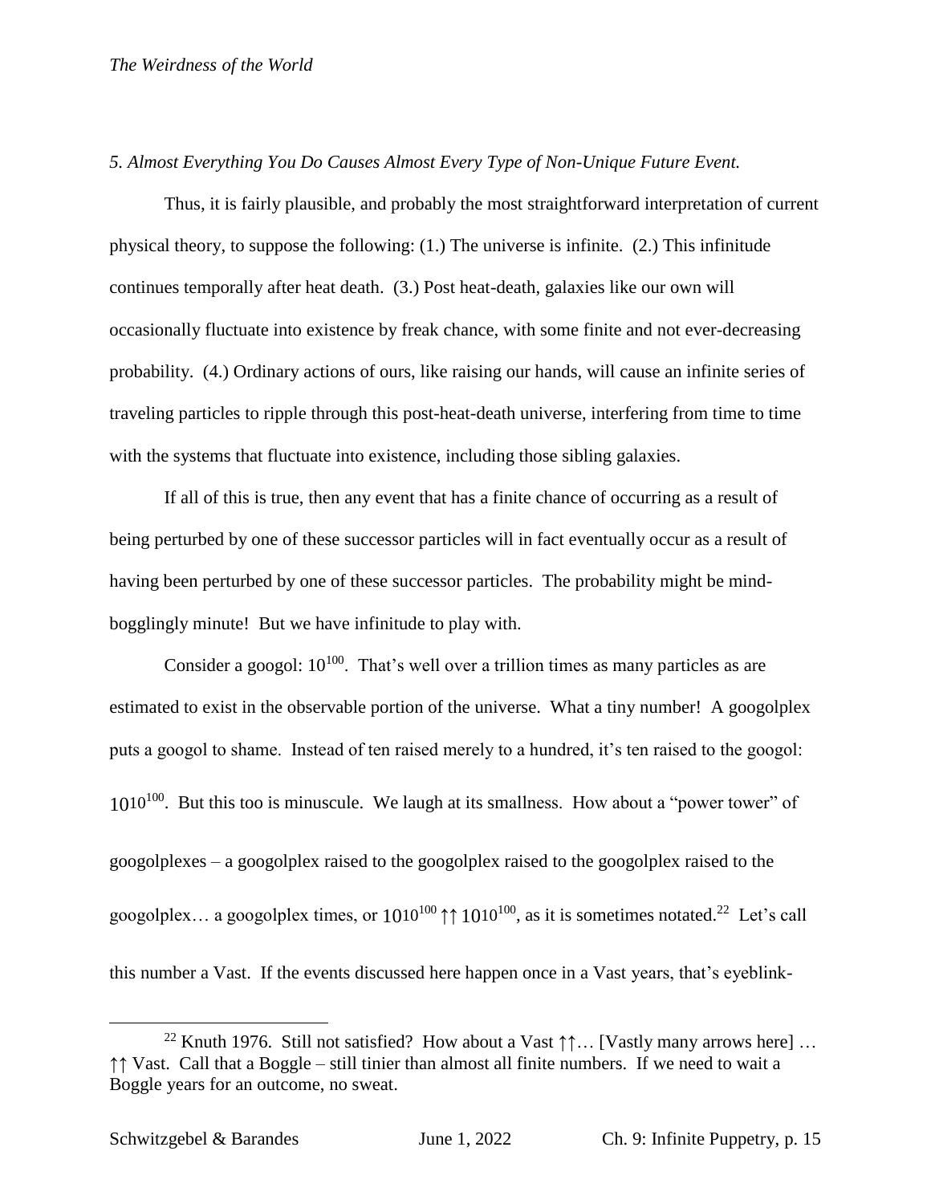*5. Almost Everything You Do Causes Almost Every Type of Non-Unique Future Event.*

Thus, it is fairly plausible, and probably the most straightforward interpretation of current physical theory, to suppose the following: (1.) The universe is infinite. (2.) This infinitude continues temporally after heat death. (3.) Post heat-death, galaxies like our own will occasionally fluctuate into existence by freak chance, with some finite and not ever-decreasing probability. (4.) Ordinary actions of ours, like raising our hands, will cause an infinite series of traveling particles to ripple through this post-heat-death universe, interfering from time to time with the systems that fluctuate into existence, including those sibling galaxies.

If all of this is true, then any event that has a finite chance of occurring as a result of being perturbed by one of these successor particles will in fact eventually occur as a result of having been perturbed by one of these successor particles. The probability might be mind-bogglingly minute! But we have infinitude to play with.

Consider a googol: $10^{100}$. That's well over a trillion times as many particles as are estimated to exist in the observable portion of the universe. What a tiny number! A googolplex puts a googol to shame. Instead of ten raised merely to a hundred, it's ten raised to the googol: $10^{10^{100}}$. But this too is minuscule. We laugh at its smallness. How about a "power tower" of googolplexes – a googolplex raised to the googolplex raised to the googolplex raised to the googolplex… a googolplex times, or $10^{10^{100}} \uparrow\uparrow 10^{10^{100}}$, as it is sometimes notated.[22] Let's call this number a Vast. If the events discussed here happen once in a Vast years, that's eyeblink-

[22] Knuth 1976. Still not satisfied? How about a Vast ↑↑… [Vastly many arrows here] … ↑↑ Vast. Call that a Boggle – still tinier than almost all finite numbers. If we need to wait a Boggle years for an outcome, no sweat.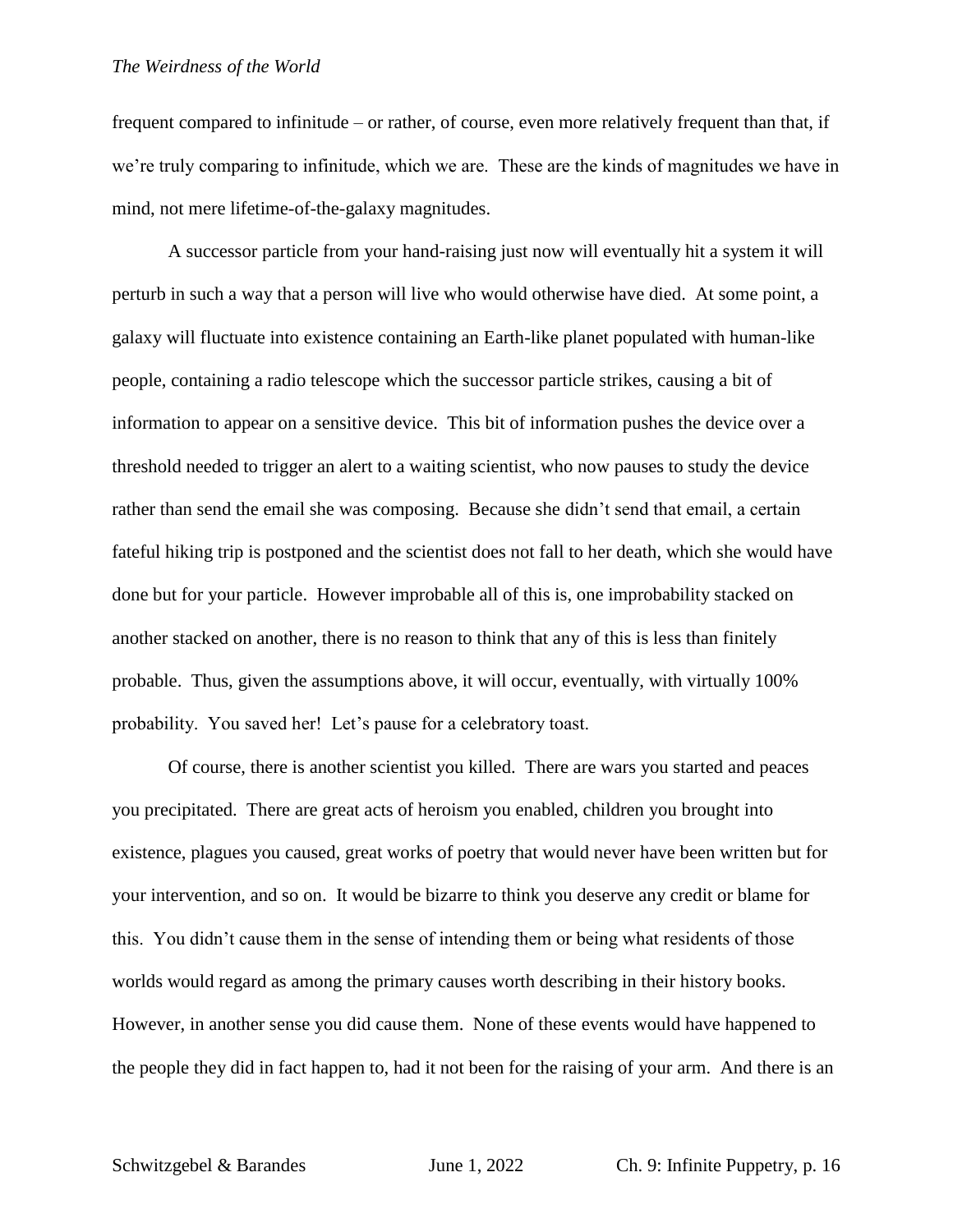frequent compared to infinitude – or rather, of course, even more relatively frequent than that, if we're truly comparing to infinitude, which we are. These are the kinds of magnitudes we have in mind, not mere lifetime-of-the-galaxy magnitudes.

A successor particle from your hand-raising just now will eventually hit a system it will perturb in such a way that a person will live who would otherwise have died. At some point, a galaxy will fluctuate into existence containing an Earth-like planet populated with human-like people, containing a radio telescope which the successor particle strikes, causing a bit of information to appear on a sensitive device. This bit of information pushes the device over a threshold needed to trigger an alert to a waiting scientist, who now pauses to study the device rather than send the email she was composing. Because she didn't send that email, a certain fateful hiking trip is postponed and the scientist does not fall to her death, which she would have done but for your particle. However improbable all of this is, one improbability stacked on another stacked on another, there is no reason to think that any of this is less than finitely probable. Thus, given the assumptions above, it will occur, eventually, with virtually 100% probability. You saved her! Let's pause for a celebratory toast.

Of course, there is another scientist you killed. There are wars you started and peaces you precipitated. There are great acts of heroism you enabled, children you brought into existence, plagues you caused, great works of poetry that would never have been written but for your intervention, and so on. It would be bizarre to think you deserve any credit or blame for this. You didn't cause them in the sense of intending them or being what residents of those worlds would regard as among the primary causes worth describing in their history books. However, in another sense you did cause them. None of these events would have happened to the people they did in fact happen to, had it not been for the raising of your arm. And there is an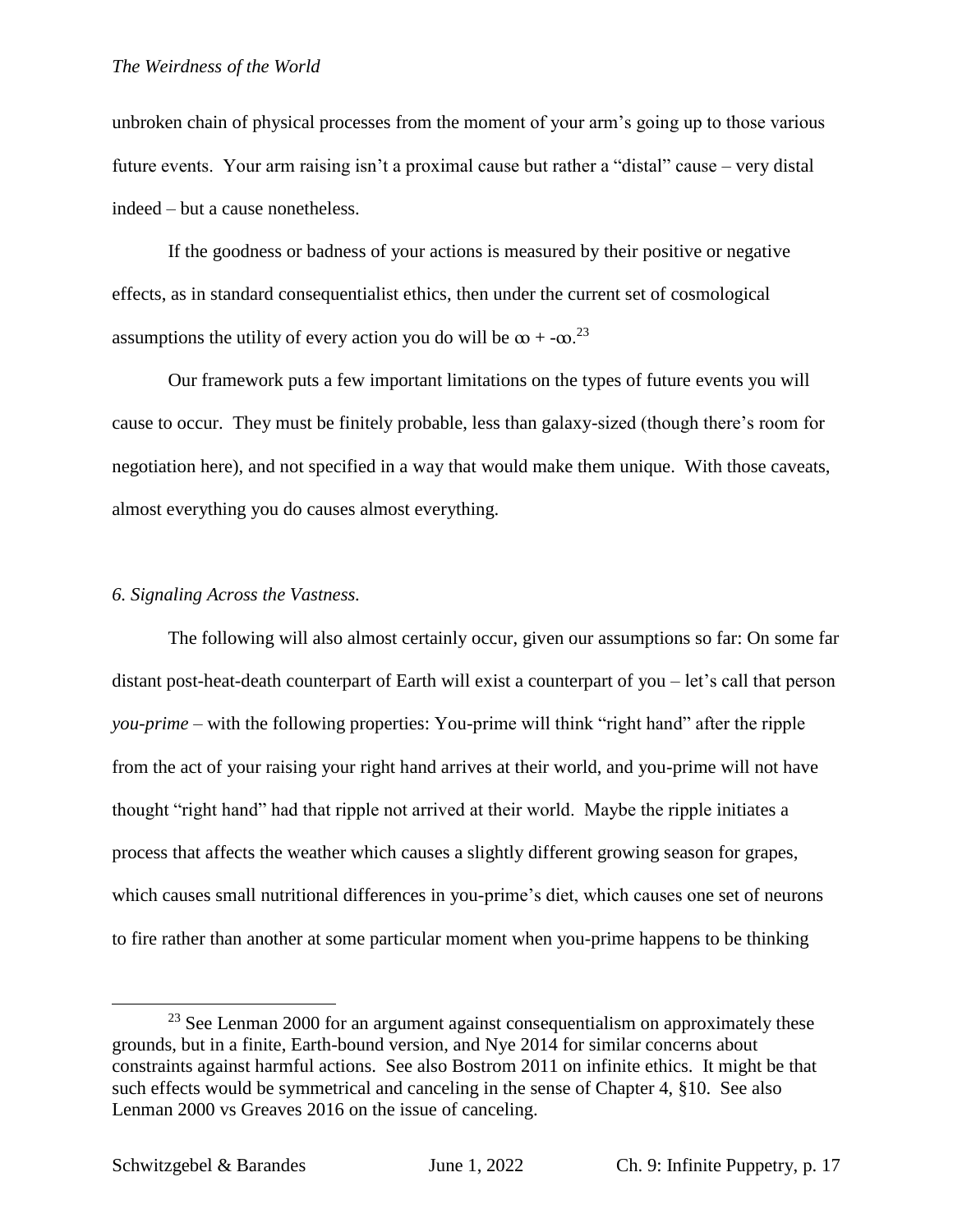unbroken chain of physical processes from the moment of your arm's going up to those various future events. Your arm raising isn't a proximal cause but rather a "distal" cause – very distal indeed – but a cause nonetheless.

If the goodness or badness of your actions is measured by their positive or negative effects, as in standard consequentialist ethics, then under the current set of cosmological assumptions the utility of every action you do will be $\infty + -\infty$.[23]

Our framework puts a few important limitations on the types of future events you will cause to occur. They must be finitely probable, less than galaxy-sized (though there's room for negotiation here), and not specified in a way that would make them unique. With those caveats, almost everything you do causes almost everything.

### *6. Signaling Across the Vastness.*

The following will also almost certainly occur, given our assumptions so far: On some far distant post-heat-death counterpart of Earth will exist a counterpart of you – let's call that person *you-prime* – with the following properties: You-prime will think "right hand" after the ripple from the act of your raising your right hand arrives at their world, and you-prime will not have thought "right hand" had that ripple not arrived at their world. Maybe the ripple initiates a process that affects the weather which causes a slightly different growing season for grapes, which causes small nutritional differences in you-prime's diet, which causes one set of neurons to fire rather than another at some particular moment when you-prime happens to be thinking

---

[23] See Lenman 2000 for an argument against consequentialism on approximately these grounds, but in a finite, Earth-bound version, and Nye 2014 for similar concerns about constraints against harmful actions. See also Bostrom 2011 on infinite ethics. It might be that such effects would be symmetrical and canceling in the sense of Chapter 4, §10. See also Lenman 2000 vs Greaves 2016 on the issue of canceling.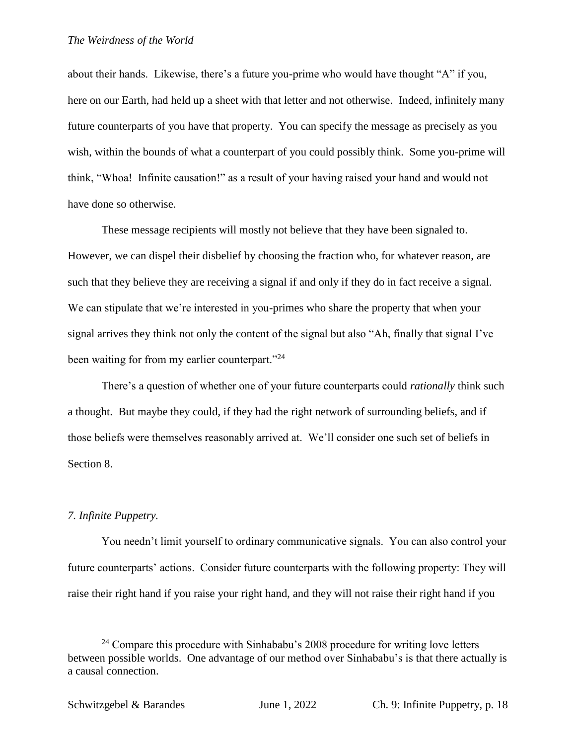about their hands. Likewise, there's a future you-prime who would have thought "A" if you, here on our Earth, had held up a sheet with that letter and not otherwise. Indeed, infinitely many future counterparts of you have that property. You can specify the message as precisely as you wish, within the bounds of what a counterpart of you could possibly think. Some you-prime will think, "Whoa! Infinite causation!" as a result of your having raised your hand and would not have done so otherwise.

These message recipients will mostly not believe that they have been signaled to. However, we can dispel their disbelief by choosing the fraction who, for whatever reason, are such that they believe they are receiving a signal if and only if they do in fact receive a signal. We can stipulate that we're interested in you-primes who share the property that when your signal arrives they think not only the content of the signal but also "Ah, finally that signal I've been waiting for from my earlier counterpart."[24]

There's a question of whether one of your future counterparts could *rationally* think such a thought. But maybe they could, if they had the right network of surrounding beliefs, and if those beliefs were themselves reasonably arrived at. We'll consider one such set of beliefs in Section 8.

### *7. Infinite Puppetry.*

You needn't limit yourself to ordinary communicative signals. You can also control your future counterparts' actions. Consider future counterparts with the following property: They will raise their right hand if you raise your right hand, and they will not raise their right hand if you

---

[24] Compare this procedure with Sinhababu's 2008 procedure for writing love letters between possible worlds. One advantage of our method over Sinhababu's is that there actually is a causal connection.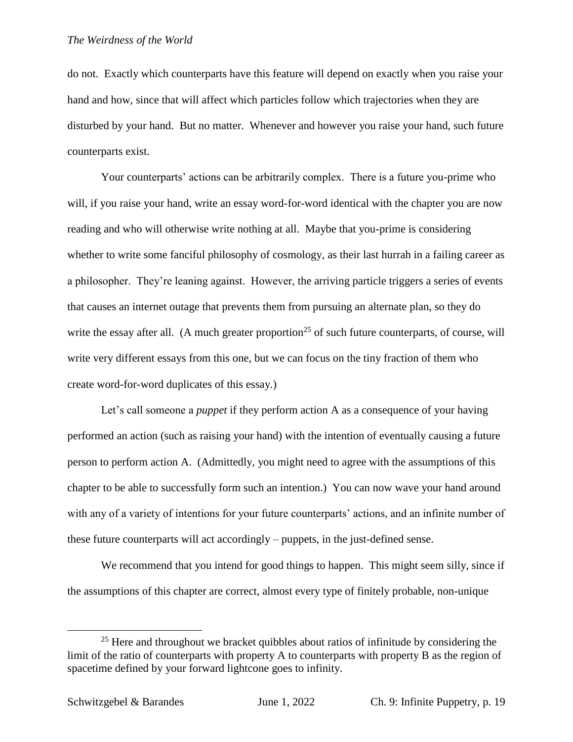do not. Exactly which counterparts have this feature will depend on exactly when you raise your hand and how, since that will affect which particles follow which trajectories when they are disturbed by your hand. But no matter. Whenever and however you raise your hand, such future counterparts exist.

Your counterparts' actions can be arbitrarily complex. There is a future you-prime who will, if you raise your hand, write an essay word-for-word identical with the chapter you are now reading and who will otherwise write nothing at all. Maybe that you-prime is considering whether to write some fanciful philosophy of cosmology, as their last hurrah in a failing career as a philosopher. They're leaning against. However, the arriving particle triggers a series of events that causes an internet outage that prevents them from pursuing an alternate plan, so they do write the essay after all. (A much greater proportion[25] of such future counterparts, of course, will write very different essays from this one, but we can focus on the tiny fraction of them who create word-for-word duplicates of this essay.)

Let's call someone a *puppet* if they perform action A as a consequence of your having performed an action (such as raising your hand) with the intention of eventually causing a future person to perform action A. (Admittedly, you might need to agree with the assumptions of this chapter to be able to successfully form such an intention.) You can now wave your hand around with any of a variety of intentions for your future counterparts' actions, and an infinite number of these future counterparts will act accordingly – puppets, in the just-defined sense.

We recommend that you intend for good things to happen. This might seem silly, since if the assumptions of this chapter are correct, almost every type of finitely probable, non-unique

[25] Here and throughout we bracket quibbles about ratios of infinitude by considering the limit of the ratio of counterparts with property A to counterparts with property B as the region of spacetime defined by your forward lightcone goes to infinity.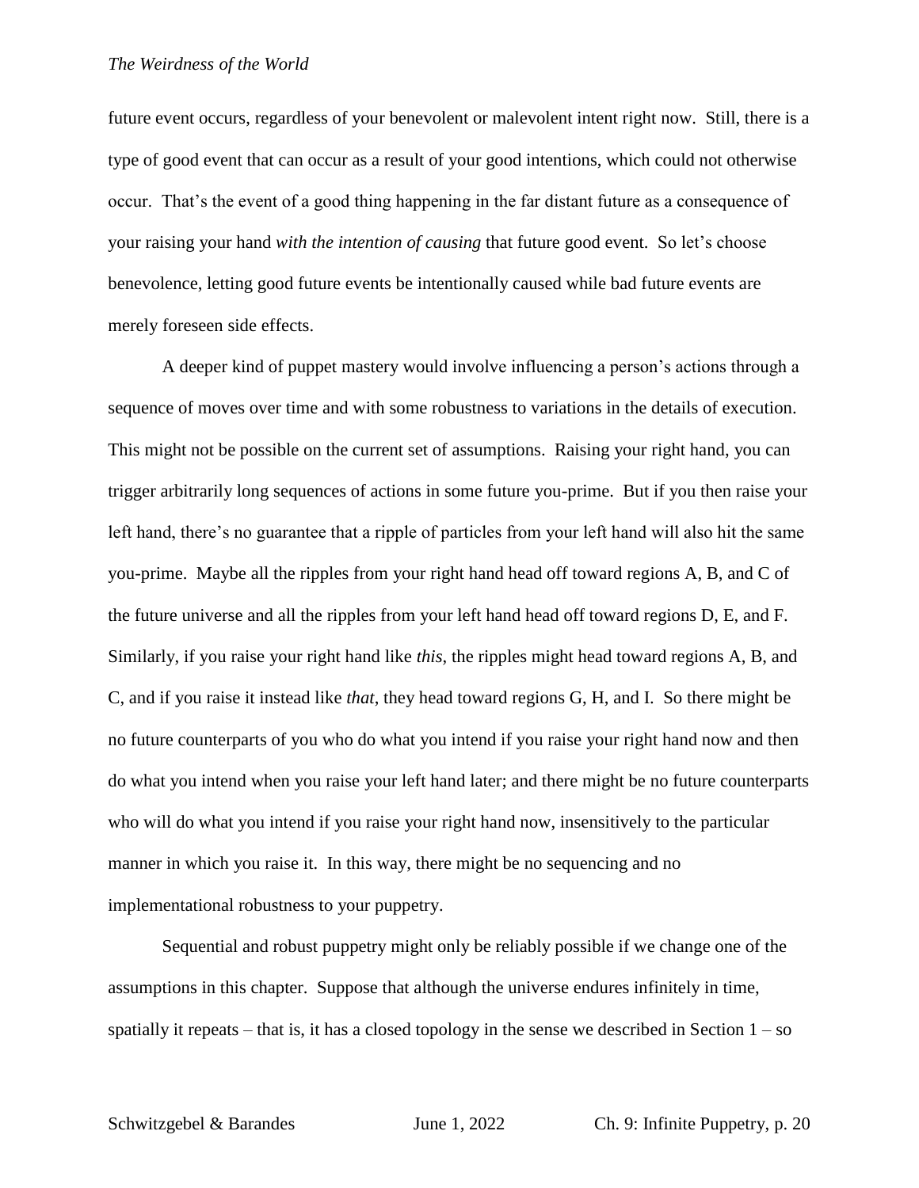future event occurs, regardless of your benevolent or malevolent intent right now. Still, there is a type of good event that can occur as a result of your good intentions, which could not otherwise occur. That's the event of a good thing happening in the far distant future as a consequence of your raising your hand *with the intention of causing* that future good event. So let's choose benevolence, letting good future events be intentionally caused while bad future events are merely foreseen side effects.

A deeper kind of puppet mastery would involve influencing a person's actions through a sequence of moves over time and with some robustness to variations in the details of execution. This might not be possible on the current set of assumptions. Raising your right hand, you can trigger arbitrarily long sequences of actions in some future you-prime. But if you then raise your left hand, there's no guarantee that a ripple of particles from your left hand will also hit the same you-prime. Maybe all the ripples from your right hand head off toward regions A, B, and C of the future universe and all the ripples from your left hand head off toward regions D, E, and F. Similarly, if you raise your right hand like *this*, the ripples might head toward regions A, B, and C, and if you raise it instead like *that*, they head toward regions G, H, and I. So there might be no future counterparts of you who do what you intend if you raise your right hand now and then do what you intend when you raise your left hand later; and there might be no future counterparts who will do what you intend if you raise your right hand now, insensitively to the particular manner in which you raise it. In this way, there might be no sequencing and no implementational robustness to your puppetry.

Sequential and robust puppetry might only be reliably possible if we change one of the assumptions in this chapter. Suppose that although the universe endures infinitely in time, spatially it repeats – that is, it has a closed topology in the sense we described in Section 1 – so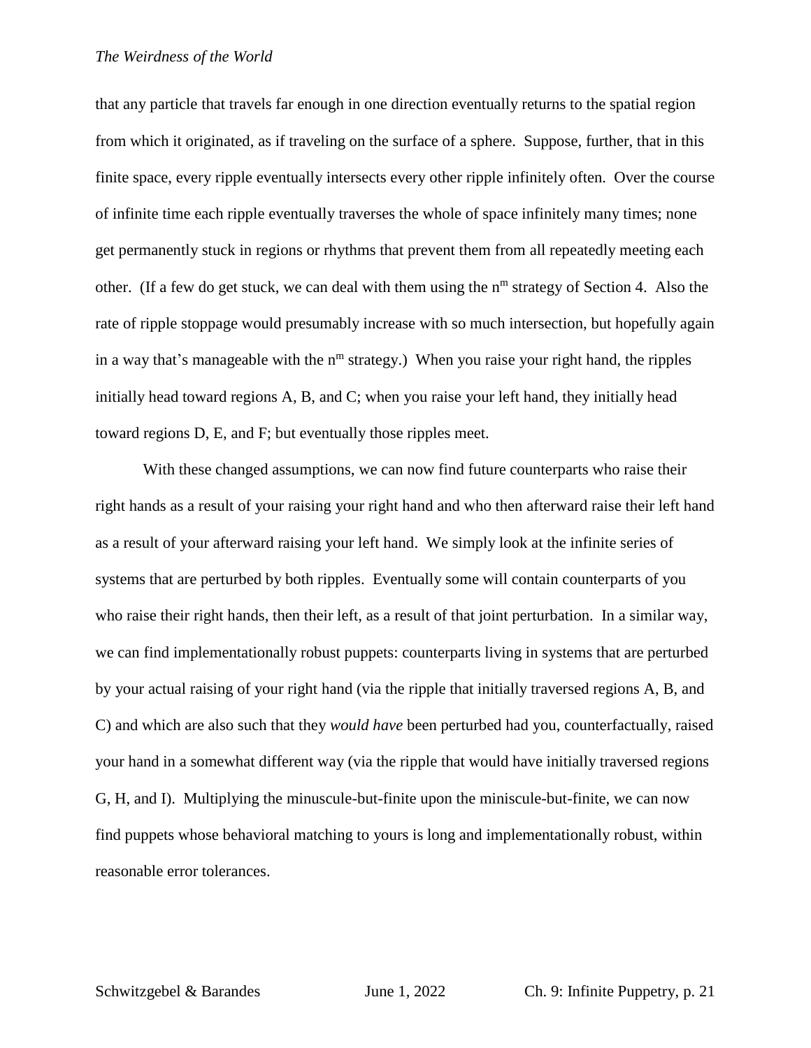that any particle that travels far enough in one direction eventually returns to the spatial region from which it originated, as if traveling on the surface of a sphere. Suppose, further, that in this finite space, every ripple eventually intersects every other ripple infinitely often. Over the course of infinite time each ripple eventually traverses the whole of space infinitely many times; none get permanently stuck in regions or rhythms that prevent them from all repeatedly meeting each other. (If a few do get stuck, we can deal with them using the $n^m$ strategy of Section 4. Also the rate of ripple stoppage would presumably increase with so much intersection, but hopefully again in a way that's manageable with the $n^m$ strategy.) When you raise your right hand, the ripples initially head toward regions A, B, and C; when you raise your left hand, they initially head toward regions D, E, and F; but eventually those ripples meet.

With these changed assumptions, we can now find future counterparts who raise their right hands as a result of your raising your right hand and who then afterward raise their left hand as a result of your afterward raising your left hand. We simply look at the infinite series of systems that are perturbed by both ripples. Eventually some will contain counterparts of you who raise their right hands, then their left, as a result of that joint perturbation. In a similar way, we can find implementationally robust puppets: counterparts living in systems that are perturbed by your actual raising of your right hand (via the ripple that initially traversed regions A, B, and C) and which are also such that they *would have* been perturbed had you, counterfactually, raised your hand in a somewhat different way (via the ripple that would have initially traversed regions G, H, and I). Multiplying the minuscule-but-finite upon the miniscule-but-finite, we can now find puppets whose behavioral matching to yours is long and implementationally robust, within reasonable error tolerances.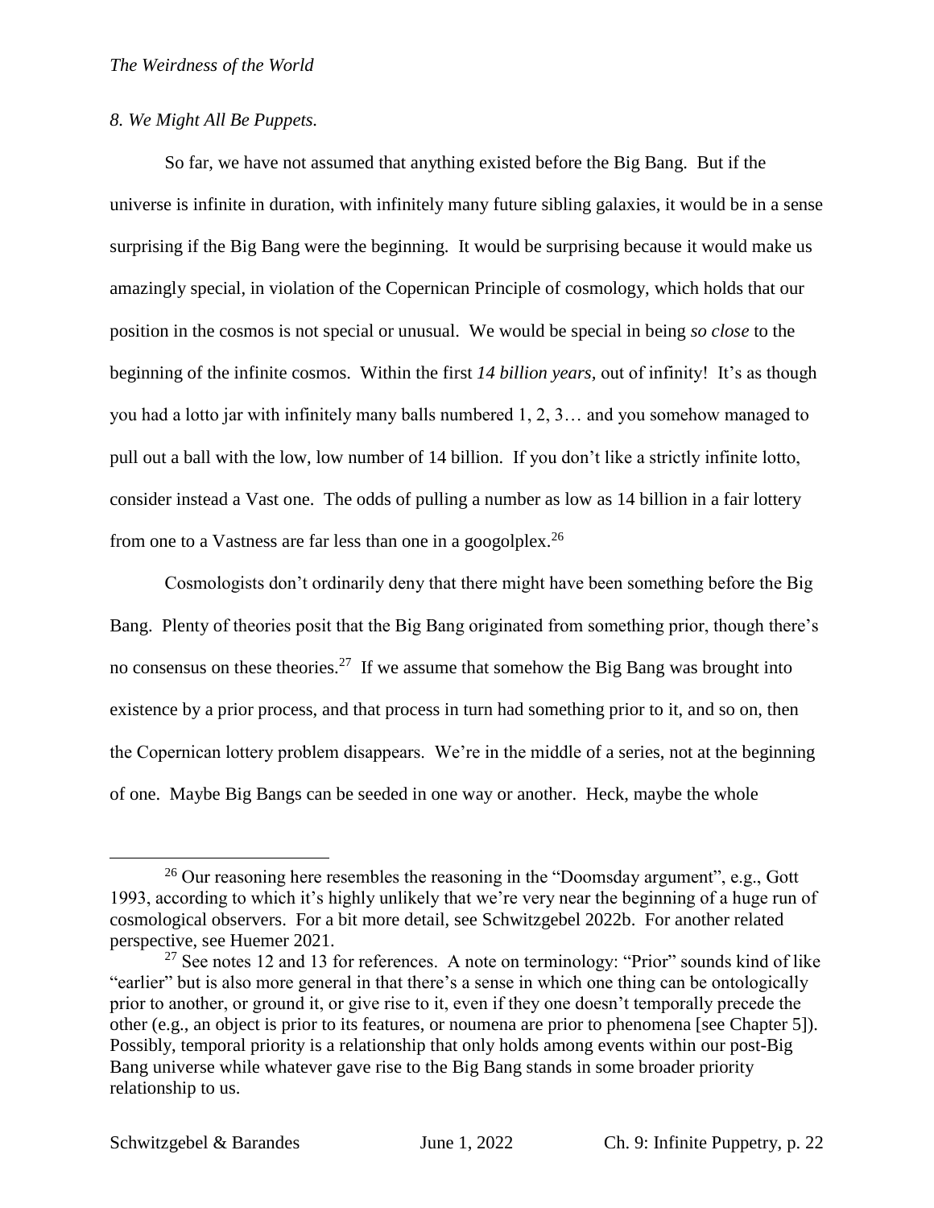*8. We Might All Be Puppets.*

So far, we have not assumed that anything existed before the Big Bang. But if the universe is infinite in duration, with infinitely many future sibling galaxies, it would be in a sense surprising if the Big Bang were the beginning. It would be surprising because it would make us amazingly special, in violation of the Copernican Principle of cosmology, which holds that our position in the cosmos is not special or unusual. We would be special in being *so close* to the beginning of the infinite cosmos. Within the first *14 billion years*, out of infinity! It's as though you had a lotto jar with infinitely many balls numbered 1, 2, 3… and you somehow managed to pull out a ball with the low, low number of 14 billion. If you don't like a strictly infinite lotto, consider instead a Vast one. The odds of pulling a number as low as 14 billion in a fair lottery from one to a Vastness are far less than one in a googolplex.[26]

Cosmologists don't ordinarily deny that there might have been something before the Big Bang. Plenty of theories posit that the Big Bang originated from something prior, though there's no consensus on these theories.[27] If we assume that somehow the Big Bang was brought into existence by a prior process, and that process in turn had something prior to it, and so on, then the Copernican lottery problem disappears. We're in the middle of a series, not at the beginning of one. Maybe Big Bangs can be seeded in one way or another. Heck, maybe the whole

---

[26] Our reasoning here resembles the reasoning in the "Doomsday argument", e.g., Gott 1993, according to which it's highly unlikely that we're very near the beginning of a huge run of cosmological observers. For a bit more detail, see Schwitzgebel 2022b. For another related perspective, see Huemer 2021.

[27] See notes 12 and 13 for references. A note on terminology: "Prior" sounds kind of like "earlier" but is also more general in that there's a sense in which one thing can be ontologically prior to another, or ground it, or give rise to it, even if they one doesn't temporally precede the other (e.g., an object is prior to its features, or noumena are prior to phenomena [see Chapter 5]). Possibly, temporal priority is a relationship that only holds among events within our post-Big Bang universe while whatever gave rise to the Big Bang stands in some broader priority relationship to us.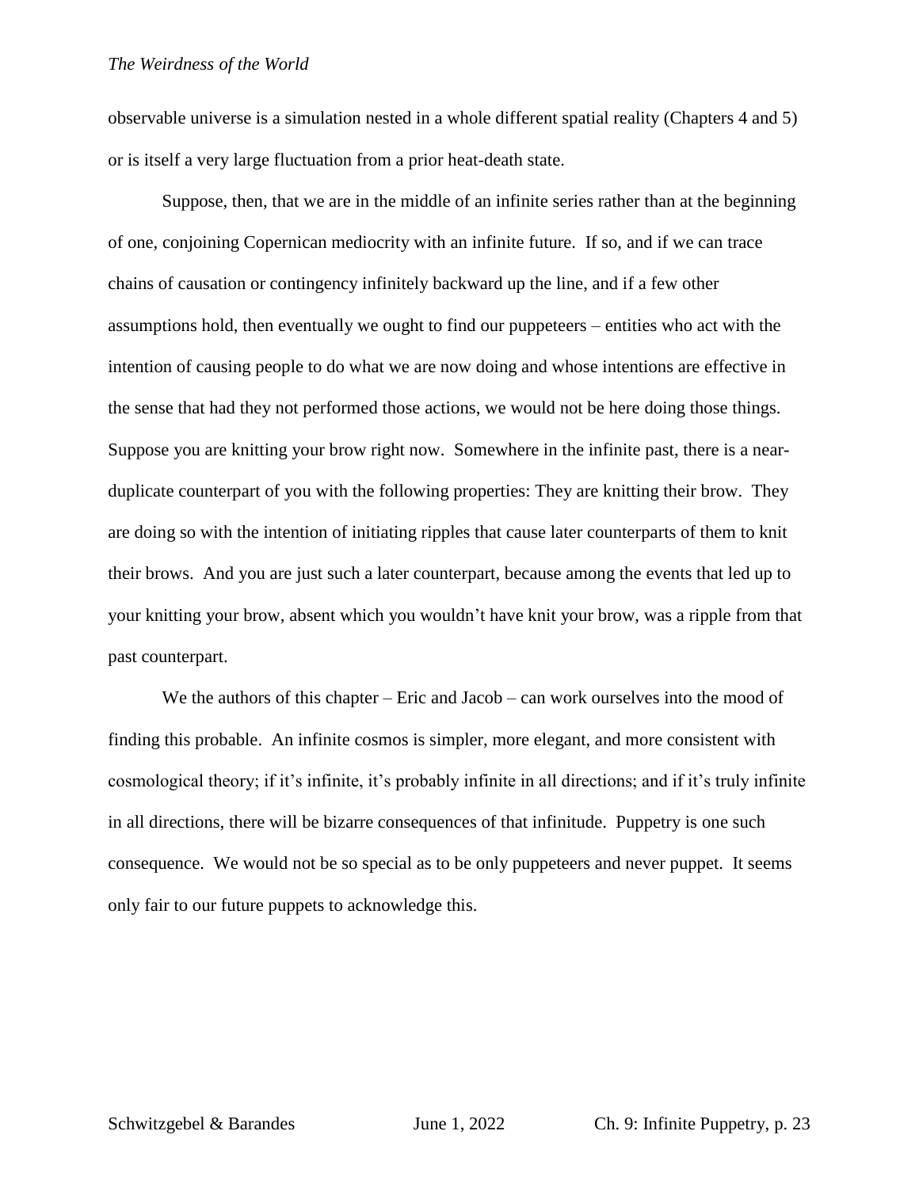observable universe is a simulation nested in a whole different spatial reality (Chapters 4 and 5) or is itself a very large fluctuation from a prior heat-death state.

Suppose, then, that we are in the middle of an infinite series rather than at the beginning of one, conjoining Copernican mediocrity with an infinite future. If so, and if we can trace chains of causation or contingency infinitely backward up the line, and if a few other assumptions hold, then eventually we ought to find our puppeteers – entities who act with the intention of causing people to do what we are now doing and whose intentions are effective in the sense that had they not performed those actions, we would not be here doing those things. Suppose you are knitting your brow right now. Somewhere in the infinite past, there is a near-duplicate counterpart of you with the following properties: They are knitting their brow. They are doing so with the intention of initiating ripples that cause later counterparts of them to knit their brows. And you are just such a later counterpart, because among the events that led up to your knitting your brow, absent which you wouldn't have knit your brow, was a ripple from that past counterpart.

We the authors of this chapter – Eric and Jacob – can work ourselves into the mood of finding this probable. An infinite cosmos is simpler, more elegant, and more consistent with cosmological theory; if it's infinite, it's probably infinite in all directions; and if it's truly infinite in all directions, there will be bizarre consequences of that infinitude. Puppetry is one such consequence. We would not be so special as to be only puppeteers and never puppet. It seems only fair to our future puppets to acknowledge this.